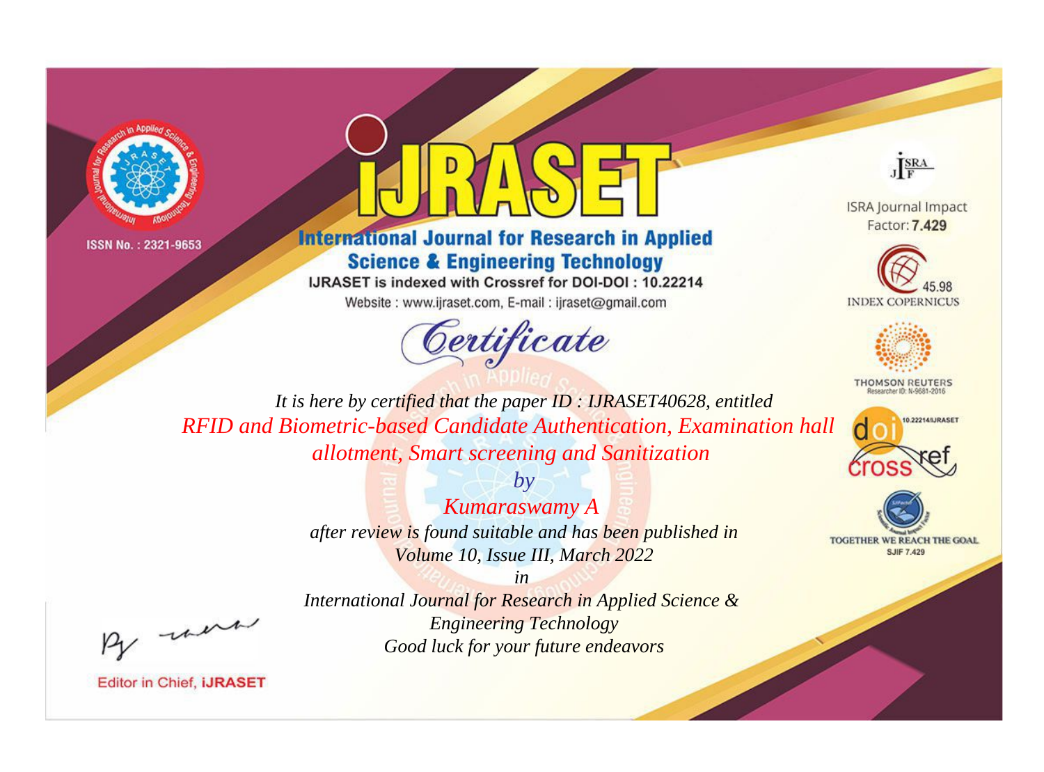ISSN No. : 2321-9653

# IJRASET

## International Journal for Research in Applied Science & Engineering Technology

IJRASET is indexed with Crossref for DOI-DOI : 10.22214

Website : www.ijraset.com, E-mail : ijraset@gmail.com

ISRA Journal Impact Factor: **7.429**

45.98 INDEX COPERNICUS

THOMSON REUTERS Researcher ID: N-9681-2016

10.22214/IJRASET

TOGETHER WE REACH THE GOAL SJIF 7.429

# *Certificate*

*It is here by certified that the paper ID : IJRASET40628, entitled*

*RFID and Biometric-based Candidate Authentication, Examination hall allotment, Smart screening and Sanitization*

*by*

*Kumaraswamy A*

*after review is found suitable and has been published in*

*Volume 10, Issue III, March 2022*

*in*

*International Journal for Research in Applied Science & Engineering Technology*

*Good luck for your future endeavors*

Editor in Chief, **iJRASET**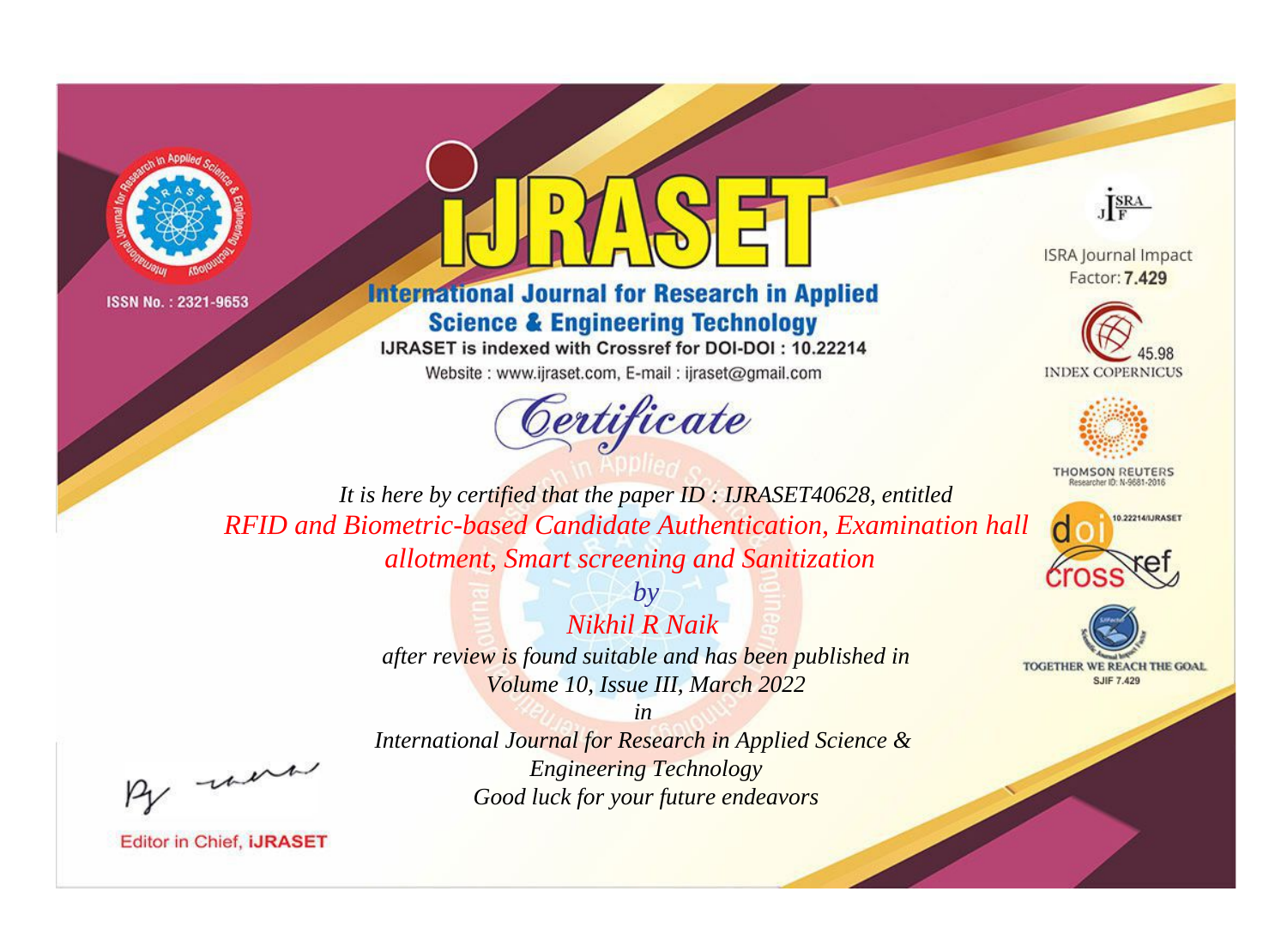ISSN No. : 2321-9653

# IJRASET

## International Journal for Research in Applied Science & Engineering Technology

IJRASET is indexed with Crossref for DOI-DOI : 10.22214

Website : www.ijraset.com, E-mail : ijraset@gmail.com

ISRA Journal Impact Factor: **7.429**

45.98 INDEX COPERNICUS

THOMSON REUTERS Researcher ID: N-9681-2016

10.22214/IJRASET

TOGETHER WE REACH THE GOAL SJIF 7.429

*Certificate*

*It is here by certified that the paper ID : IJRASET40628, entitled*

*RFID and Biometric-based Candidate Authentication, Examination hall allotment, Smart screening and Sanitization*

*by*

*Nikhil R Naik*

*after review is found suitable and has been published in*

*Volume 10, Issue III, March 2022*

*in*

*International Journal for Research in Applied Science & Engineering Technology*

*Good luck for your future endeavors*

Editor in Chief, **iJRASET**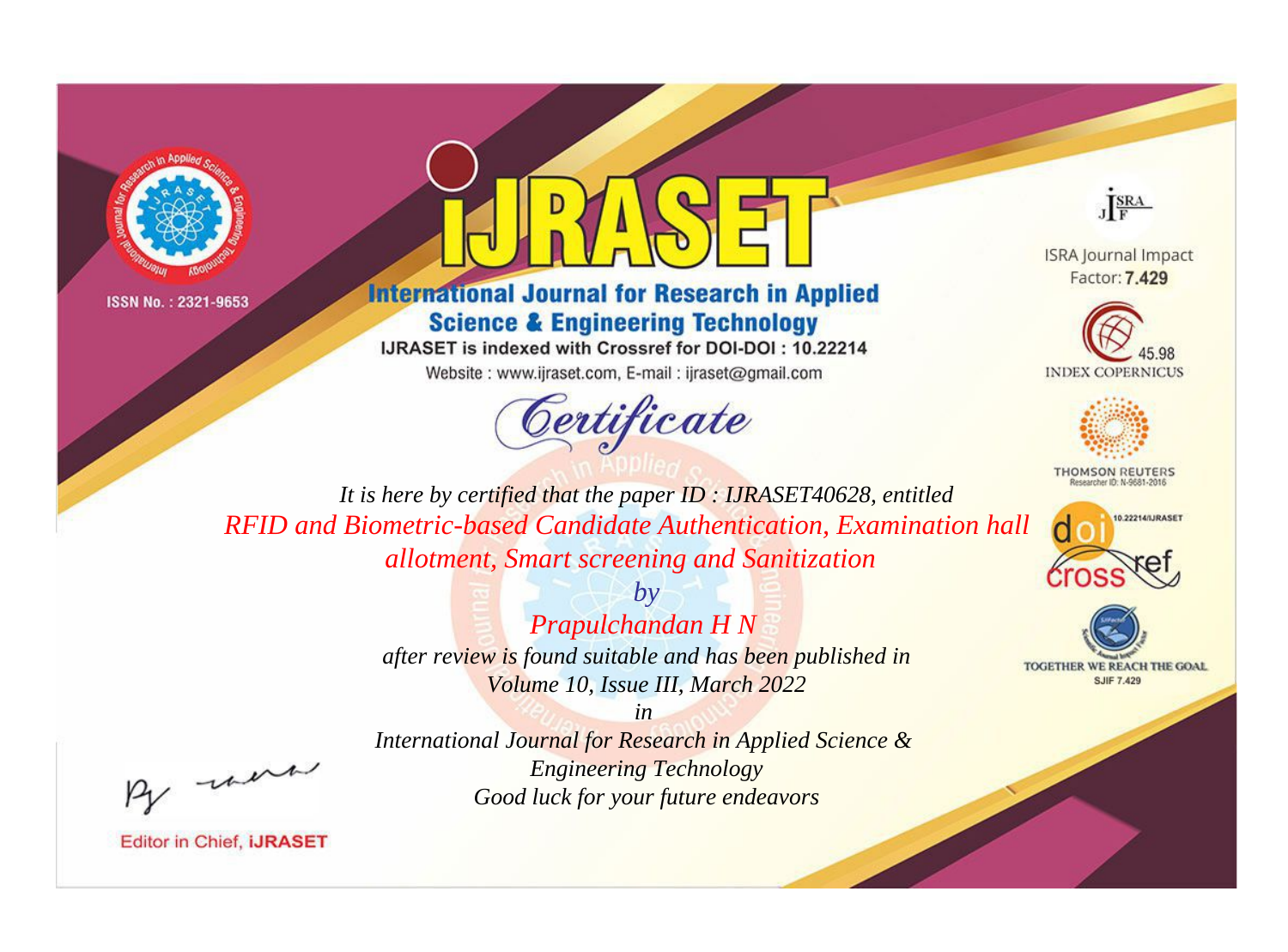ISSN No. : 2321-9653

# iJRASET

## International Journal for Research in Applied Science & Engineering Technology

IJRASET is indexed with Crossref for DOI-DOI : 10.22214

Website : www.ijraset.com, E-mail : ijraset@gmail.com

ISRA Journal Impact Factor: **7.429**

45.98 INDEX COPERNICUS

THOMSON REUTERS Researcher ID: N-9681-2016

10.22214/IJRASET

TOGETHER WE REACH THE GOAL SJIF 7.429

# *Certificate*

*It is here by certified that the paper ID : IJRASET40628, entitled*

*RFID and Biometric-based Candidate Authentication, Examination hall allotment, Smart screening and Sanitization*

*by*

*Prapulchandan H N*

*after review is found suitable and has been published in*

*Volume 10, Issue III, March 2022*

*in*

*International Journal for Research in Applied Science & Engineering Technology*

*Good luck for your future endeavors*

Editor in Chief, **iJRASET**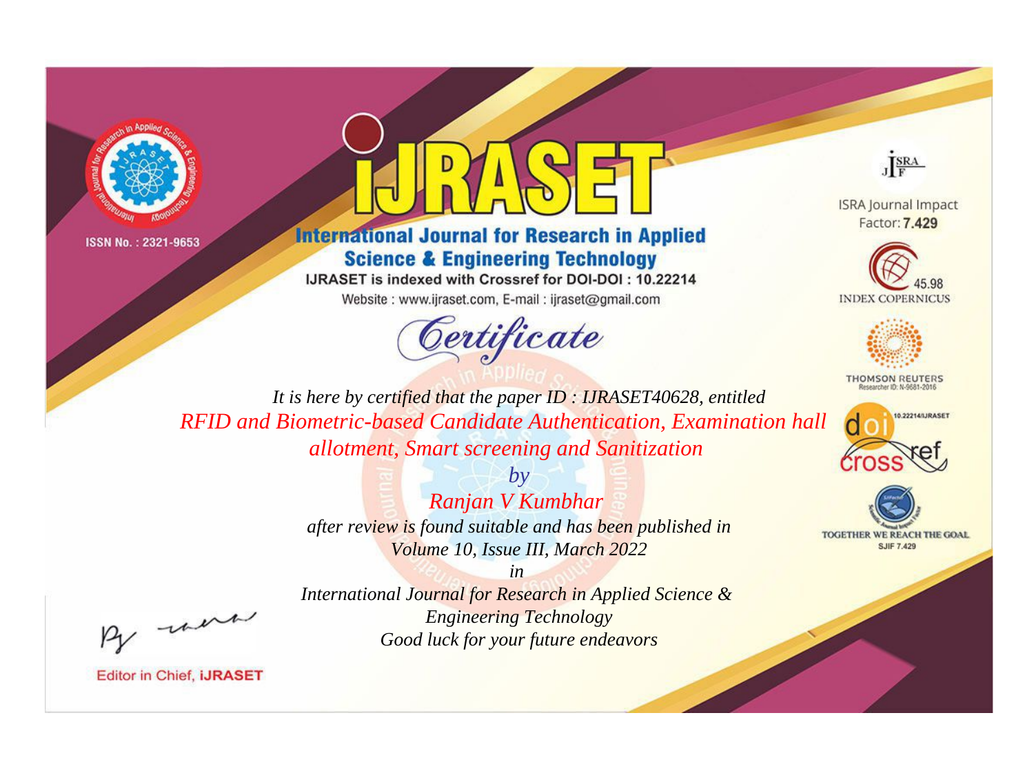ISSN No. : 2321-9653

# iJRASET

## International Journal for Research in Applied Science & Engineering Technology

IJRASET is indexed with Crossref for DOI-DOI : 10.22214

Website : www.ijraset.com, E-mail : ijraset@gmail.com

ISRA Journal Impact Factor: **7.429**

45.98 INDEX COPERNICUS

THOMSON REUTERS Researcher ID: N-9681-2016

10.22214/IJRASET

TOGETHER WE REACH THE GOAL SJIF 7.429

# *Certificate*

*It is here by certified that the paper ID : IJRASET40628, entitled*

*RFID and Biometric-based Candidate Authentication, Examination hall allotment, Smart screening and Sanitization*

*by*

*Ranjan V Kumbhar*

*after review is found suitable and has been published in*

*Volume 10, Issue III, March 2022*

*in*

*International Journal for Research in Applied Science & Engineering Technology*

*Good luck for your future endeavors*

Editor in Chief, **iJRASET**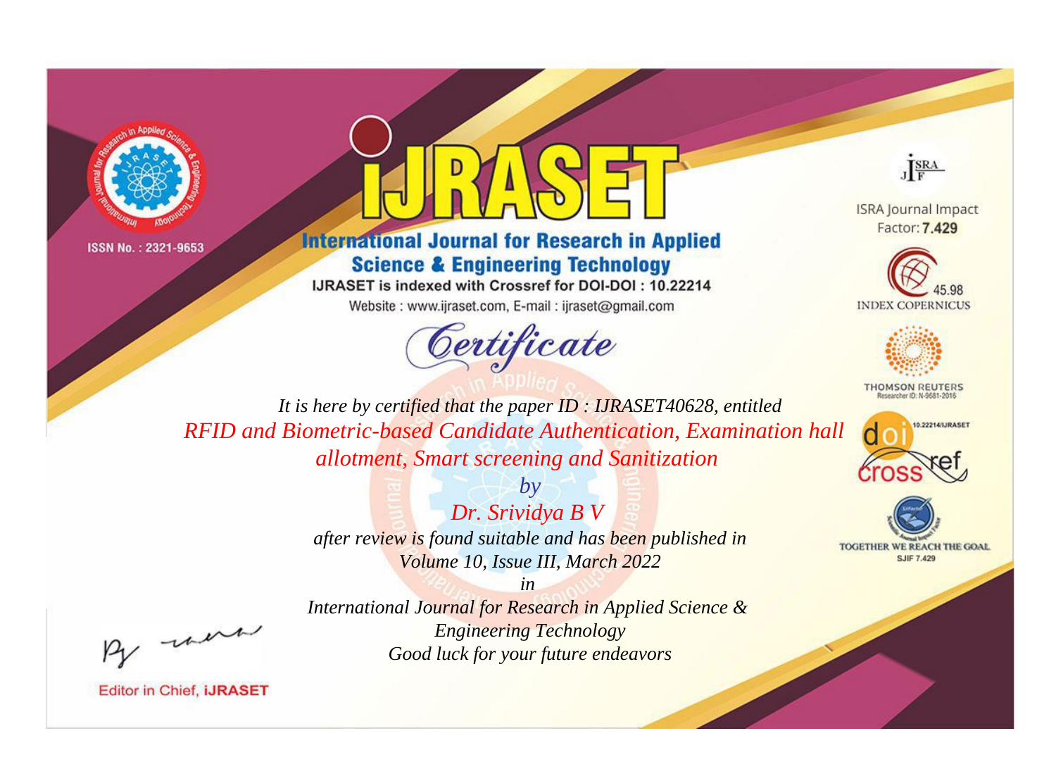ISSN No. : 2321-9653

# IJRASET

## International Journal for Research in Applied Science & Engineering Technology

IJRASET is indexed with Crossref for DOI-DOI : 10.22214

Website : www.ijraset.com, E-mail : ijraset@gmail.com

*Certificate*

ISRA Journal Impact Factor: **7.429**

45.98 INDEX COPERNICUS

THOMSON REUTERS Researcher ID: N-9681-2016

10.22214/IJRASET

TOGETHER WE REACH THE GOAL SJIF 7.429

*It is here by certified that the paper ID : IJRASET40628, entitled*

*RFID and Biometric-based Candidate Authentication, Examination hall allotment, Smart screening and Sanitization*

*by*

*Dr. Srividya B V*

*after review is found suitable and has been published in*

*Volume 10, Issue III, March 2022*

*in*

*International Journal for Research in Applied Science & Engineering Technology*

*Good luck for your future endeavors*

Editor in Chief, **iJRASET**